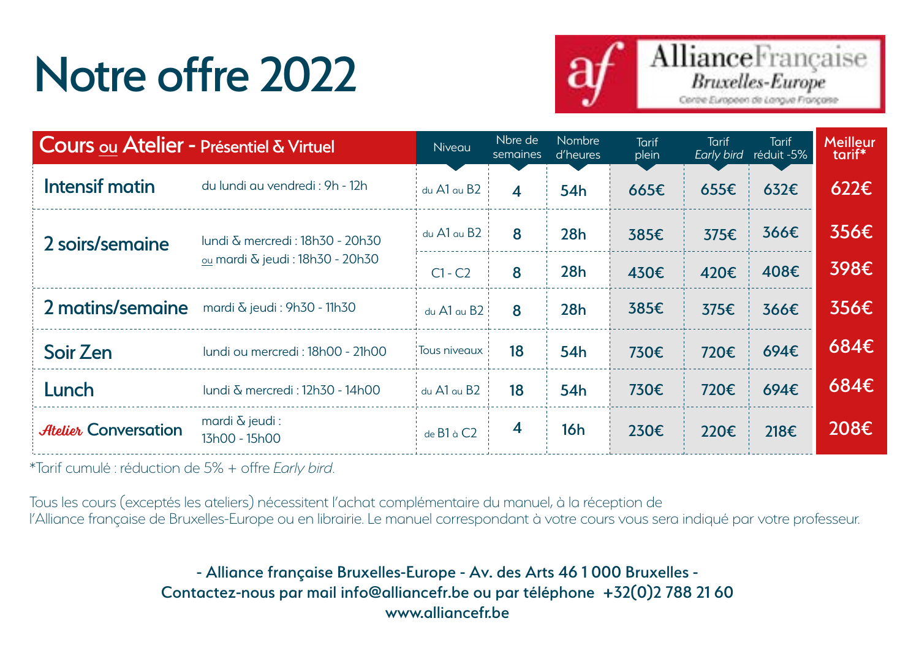# Notre offre 2022

Alliance Française Bruxelles-Europe
Centre Européen de Langue Française

| Cours ou Atelier - Présentiel & Virtuel | | Niveau | Nbre de semaines | Nombre d'heures | Tarif plein | Tarif *Early bird* | Tarif réduit -5% | Meilleur tarif* |
|---|---|---|---|---|---|---|---|---|
| **Intensif matin** | du lundi au vendredi : 9h - 12h | du A1 au B2 | 4 | 54h | 665€ | 655€ | 632€ | 622€ |
| **2 soirs/semaine** | lundi & mercredi : 18h30 - 20h30 ou mardi & jeudi : 18h30 - 20h30 | du A1 au B2 | 8 | 28h | 385€ | 375€ | 366€ | 356€ |
| | | C1 - C2 | 8 | 28h | 430€ | 420€ | 408€ | 398€ |
| **2 matins/semaine** | mardi & jeudi : 9h30 - 11h30 | du A1 au B2 | 8 | 28h | 385€ | 375€ | 366€ | 356€ |
| **Soir Zen** | lundi ou mercredi : 18h00 - 21h00 | Tous niveaux | 18 | 54h | 730€ | 720€ | 694€ | 684€ |
| **Lunch** | lundi & mercredi : 12h30 - 14h00 | du A1 au B2 | 18 | 54h | 730€ | 720€ | 694€ | 684€ |
| ***Atelier* Conversation** | mardi & jeudi : 13h00 - 15h00 | de B1 à C2 | 4 | 16h | 230€ | 220€ | 218€ | 208€ |

*Tarif cumulé : réduction de 5% + offre *Early bird*.

Tous les cours (exceptés les ateliers) nécessitent l'achat complémentaire du manuel, à la réception de l'Alliance française de Bruxelles-Europe ou en librairie. Le manuel correspondant à votre cours vous sera indiqué par votre professeur.

**- Alliance française Bruxelles-Europe - Av. des Arts 46 1 000 Bruxelles -**
**Contactez-nous par mail info@alliancefr.be ou par téléphone +32(0)2 788 21 60**
**www.alliancefr.be**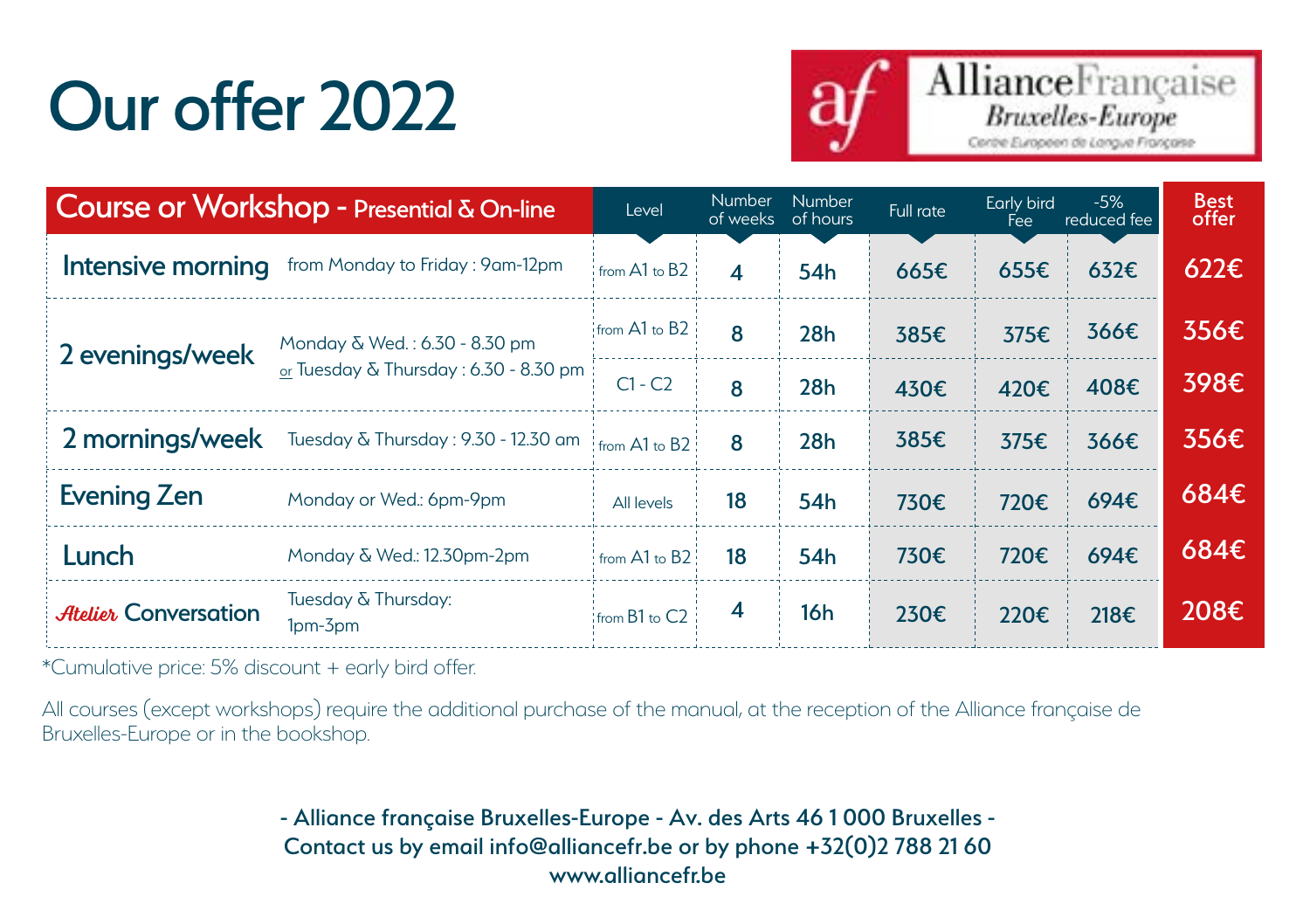# Our offer 2022

Alliance Française Bruxelles-Europe
Centre Européen de Langue Française

| Course or Workshop - Presential & On-line | | Level | Number of weeks | Number of hours | Full rate | Early bird Fee | -5% reduced fee | Best offer |
|---|---|---|---|---|---|---|---|---|
| Intensive morning | from Monday to Friday : 9am-12pm | from A1 to B2 | 4 | 54h | 665€ | 655€ | 632€ | 622€ |
| 2 evenings/week | Monday & Wed. : 6.30 - 8.30 pm or Tuesday & Thursday : 6.30 - 8.30 pm | from A1 to B2 | 8 | 28h | 385€ | 375€ | 366€ | 356€ |
| | | C1 - C2 | 8 | 28h | 430€ | 420€ | 408€ | 398€ |
| 2 mornings/week | Tuesday & Thursday : 9.30 - 12.30 am | from A1 to B2 | 8 | 28h | 385€ | 375€ | 366€ | 356€ |
| Evening Zen | Monday or Wed.: 6pm-9pm | All levels | 18 | 54h | 730€ | 720€ | 694€ | 684€ |
| Lunch | Monday & Wed.: 12.30pm-2pm | from A1 to B2 | 18 | 54h | 730€ | 720€ | 694€ | 684€ |
| Atelier Conversation | Tuesday & Thursday: 1pm-3pm | from B1 to C2 | 4 | 16h | 230€ | 220€ | 218€ | 208€ |

*Cumulative price: 5% discount + early bird offer.

All courses (except workshops) require the additional purchase of the manual, at the reception of the Alliance française de Bruxelles-Europe or in the bookshop.

**- Alliance française Bruxelles-Europe - Av. des Arts 46 1 000 Bruxelles -**
**Contact us by email info@alliancefr.be or by phone +32(0)2 788 21 60**
**www.alliancefr.be**